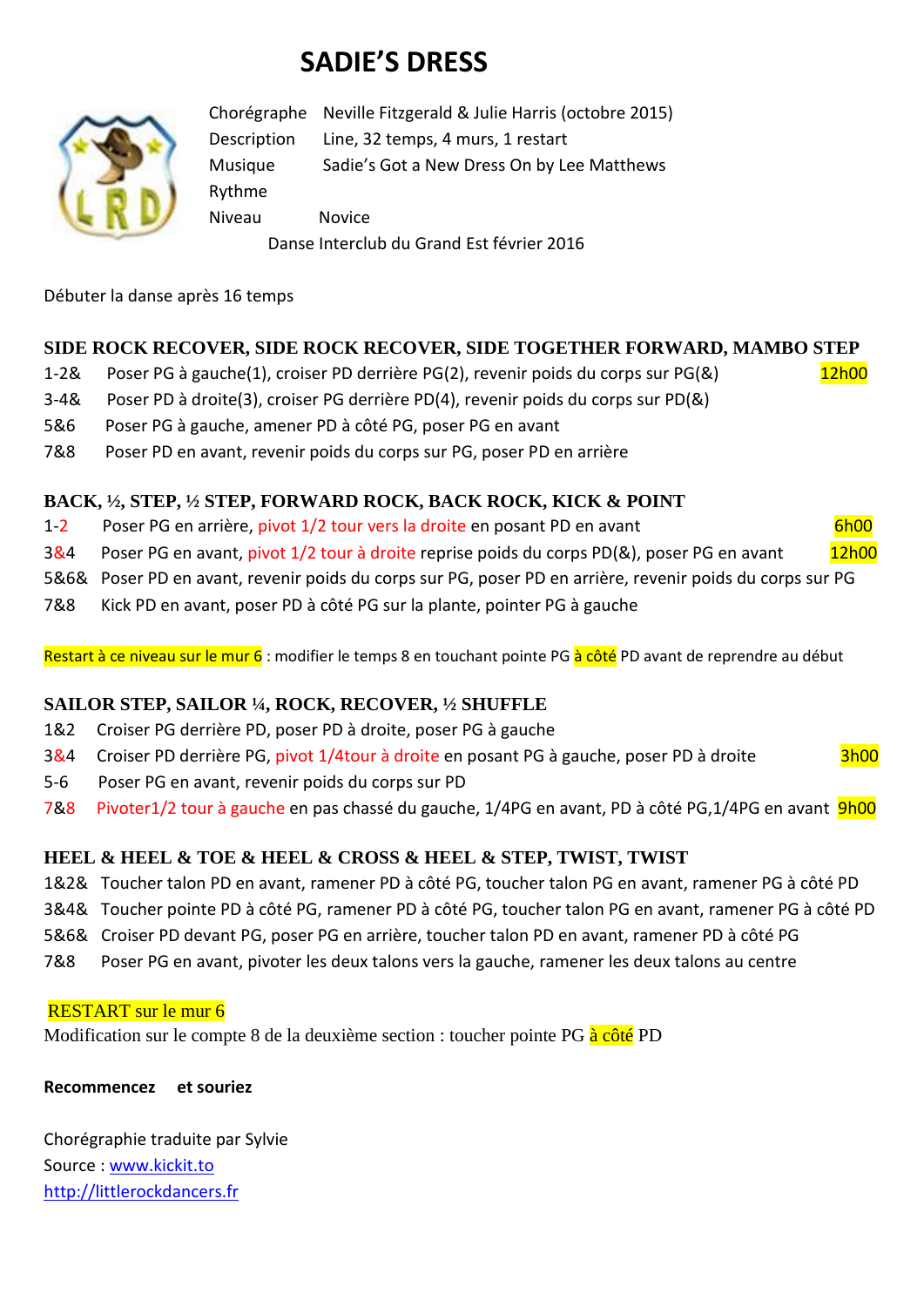# SADIE'S DRESS

| | |
|---|---|
| Chorégraphe | Neville Fitzgerald & Julie Harris (octobre 2015) |
| Description | Line, 32 temps, 4 murs, 1 restart |
| Musique | Sadie's Got a New Dress On by Lee Matthews |
| Rythme | |
| Niveau | Novice |

Danse Interclub du Grand Est février 2016

Débuter la danse après 16 temps

### SIDE ROCK RECOVER, SIDE ROCK RECOVER, SIDE TOGETHER FORWARD, MAMBO STEP

1-2& Poser PG à gauche(1), croiser PD derrière PG(2), revenir poids du corps sur PG(&) 12h00
3-4& Poser PD à droite(3), croiser PG derrière PD(4), revenir poids du corps sur PD(&)
5&6 Poser PG à gauche, amener PD à côté PG, poser PG en avant
7&8 Poser PD en avant, revenir poids du corps sur PG, poser PD en arrière

### BACK, ½, STEP, ½ STEP, FORWARD ROCK, BACK ROCK, KICK & POINT

1-2 Poser PG en arrière, pivot 1/2 tour vers la droite en posant PD en avant 6h00
3&4 Poser PG en avant, pivot 1/2 tour à droite reprise poids du corps PD(&), poser PG en avant 12h00
5&6& Poser PD en avant, revenir poids du corps sur PG, poser PD en arrière, revenir poids du corps sur PG
7&8 Kick PD en avant, poser PD à côté PG sur la plante, pointer PG à gauche

Restart à ce niveau sur le mur 6 : modifier le temps 8 en touchant pointe PG à côté PD avant de reprendre au début

### SAILOR STEP, SAILOR ¼, ROCK, RECOVER, ½ SHUFFLE

1&2 Croiser PG derrière PD, poser PD à droite, poser PG à gauche
3&4 Croiser PD derrière PG, pivot 1/4tour à droite en posant PG à gauche, poser PD à droite 3h00
5-6 Poser PG en avant, revenir poids du corps sur PD
7&8 Pivoter1/2 tour à gauche en pas chassé du gauche, 1/4PG en avant, PD à côté PG,1/4PG en avant 9h00

### HEEL & HEEL & TOE & HEEL & CROSS & HEEL & STEP, TWIST, TWIST

1&2& Toucher talon PD en avant, ramener PD à côté PG, toucher talon PG en avant, ramener PG à côté PD
3&4& Toucher pointe PD à côté PG, ramener PD à côté PG, toucher talon PG en avant, ramener PG à côté PD
5&6& Croiser PD devant PG, poser PG en arrière, toucher talon PD en avant, ramener PD à côté PG
7&8 Poser PG en avant, pivoter les deux talons vers la gauche, ramener les deux talons au centre

RESTART sur le mur 6
Modification sur le compte 8 de la deuxième section : toucher pointe PG à côté PD

**Recommencez et souriez**

Chorégraphie traduite par Sylvie
Source : www.kickit.to
http://littlerockdancers.fr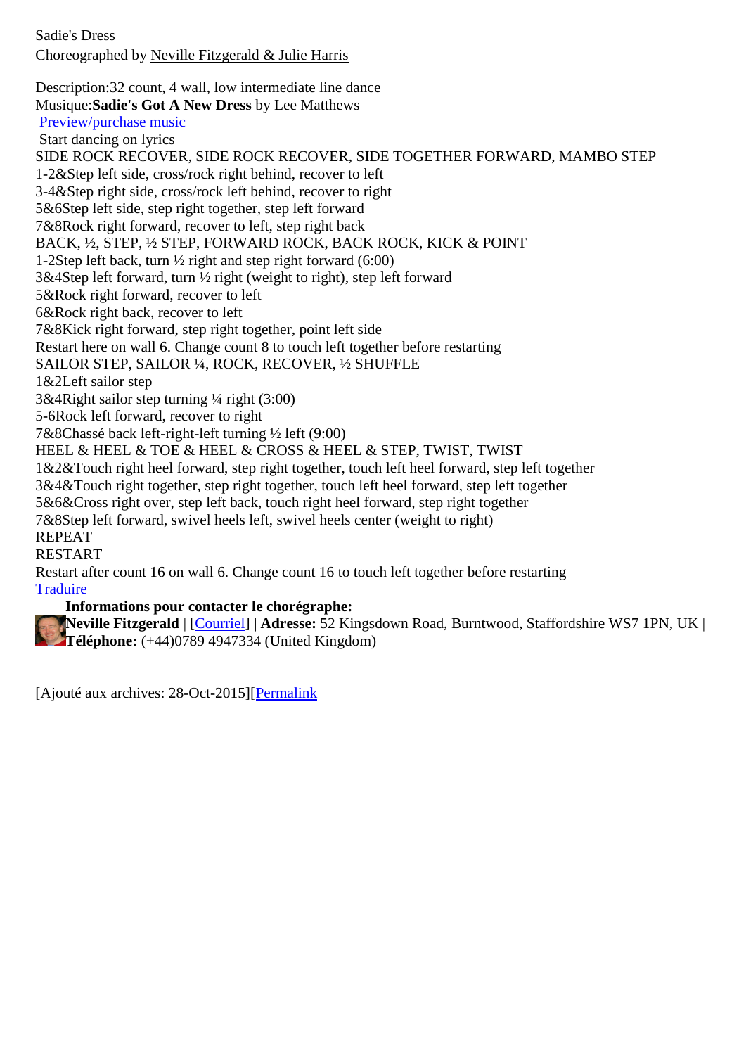Sadie's Dress

Choreographed by Neville Fitzgerald & Julie Harris

Description:32 count, 4 wall, low intermediate line dance

Musique:**Sadie's Got A New Dress** by Lee Matthews

Preview/purchase music

Start dancing on lyrics

SIDE ROCK RECOVER, SIDE ROCK RECOVER, SIDE TOGETHER FORWARD, MAMBO STEP

1-2&Step left side, cross/rock right behind, recover to left

3-4&Step right side, cross/rock left behind, recover to right

5&6Step left side, step right together, step left forward

7&8Rock right forward, recover to left, step right back

BACK, ½, STEP, ½ STEP, FORWARD ROCK, BACK ROCK, KICK & POINT

1-2Step left back, turn ½ right and step right forward (6:00)

3&4Step left forward, turn ½ right (weight to right), step left forward

5&Rock right forward, recover to left

6&Rock right back, recover to left

7&8Kick right forward, step right together, point left side

Restart here on wall 6. Change count 8 to touch left together before restarting

SAILOR STEP, SAILOR ¼, ROCK, RECOVER, ½ SHUFFLE

1&2Left sailor step

3&4Right sailor step turning ¼ right (3:00)

5-6Rock left forward, recover to right

7&8Chassé back left-right-left turning ½ left (9:00)

HEEL & HEEL & TOE & HEEL & CROSS & HEEL & STEP, TWIST, TWIST

1&2&Touch right heel forward, step right together, touch left heel forward, step left together

3&4&Touch right together, step right together, touch left heel forward, step left together

5&6&Cross right over, step left back, touch right heel forward, step right together

7&8Step left forward, swivel heels left, swivel heels center (weight to right)

REPEAT

RESTART

Restart after count 16 on wall 6. Change count 16 to touch left together before restarting

Traduire

**Informations pour contacter le chorégraphe:**

**Neville Fitzgerald** | [Courriel] | **Adresse:** 52 Kingsdown Road, Burntwood, Staffordshire WS7 1PN, UK | **Téléphone:** (+44)0789 4947334 (United Kingdom)

[Ajouté aux archives: 28-Oct-2015][Permalink